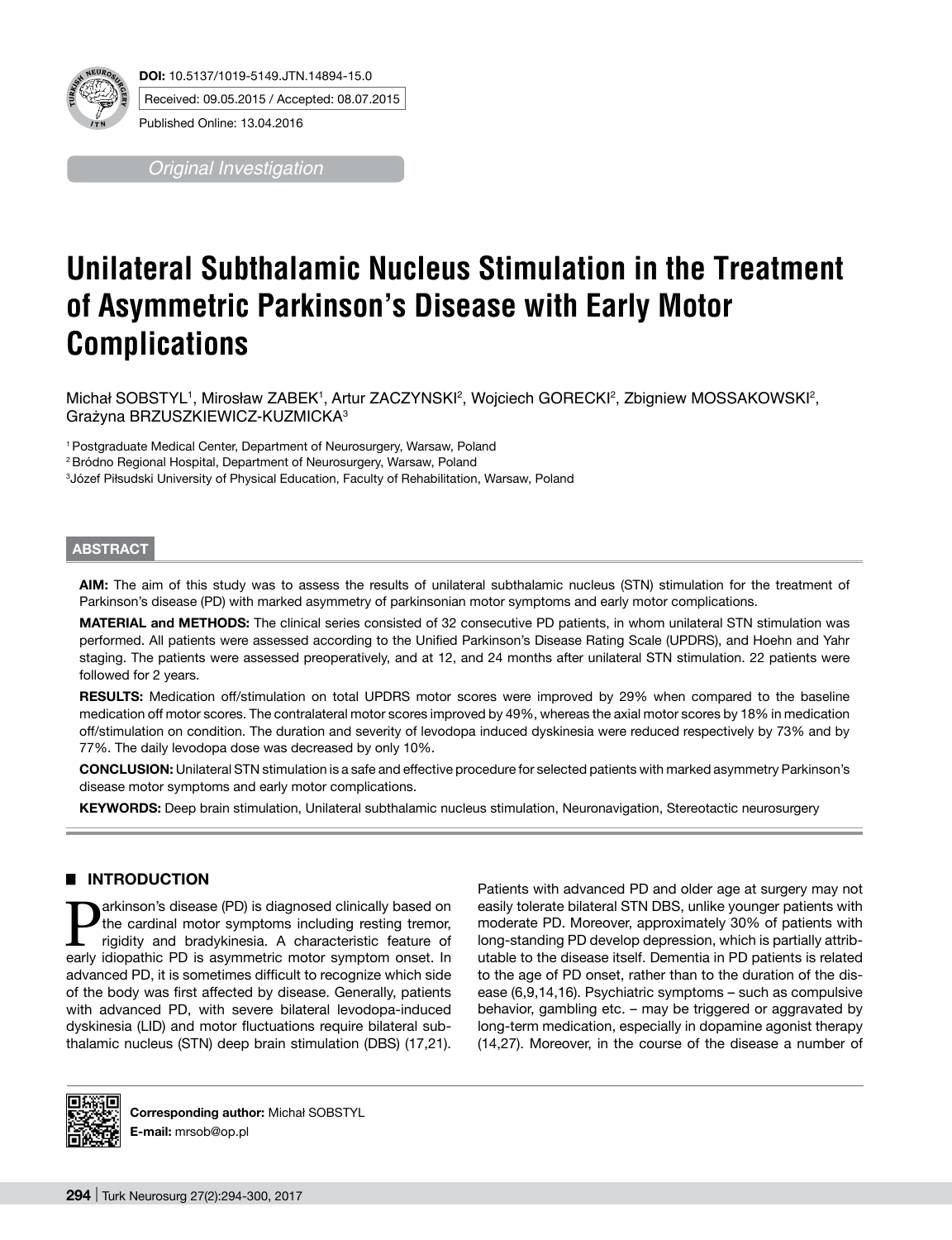**DOI:** 10.5137/1019-5149.JTN.14894-15.0

Received: 09.05.2015 / Accepted: 08.07.2015

Published Online: 13.04.2016

*Original Investigation*

# Unilateral Subthalamic Nucleus Stimulation in the Treatment of Asymmetric Parkinson's Disease with Early Motor Complications

Michał SOBSTYL[1], Mirosław ZABEK[1], Artur ZACZYNSKI[2], Wojciech GORECKI[2], Zbigniew MOSSAKOWSKI[2], Grażyna BRZUSZKIEWICZ-KUZMICKA[3]

[1] Postgraduate Medical Center, Department of Neurosurgery, Warsaw, Poland
[2] Bródno Regional Hospital, Department of Neurosurgery, Warsaw, Poland
[3] Józef Piłsudski University of Physical Education, Faculty of Rehabilitation, Warsaw, Poland

## ABSTRACT

**AIM:** The aim of this study was to assess the results of unilateral subthalamic nucleus (STN) stimulation for the treatment of Parkinson's disease (PD) with marked asymmetry of parkinsonian motor symptoms and early motor complications.

**MATERIAL and METHODS:** The clinical series consisted of 32 consecutive PD patients, in whom unilateral STN stimulation was performed. All patients were assessed according to the Unified Parkinson's Disease Rating Scale (UPDRS), and Hoehn and Yahr staging. The patients were assessed preoperatively, and at 12, and 24 months after unilateral STN stimulation. 22 patients were followed for 2 years.

**RESULTS:** Medication off/stimulation on total UPDRS motor scores were improved by 29% when compared to the baseline medication off motor scores. The contralateral motor scores improved by 49%, whereas the axial motor scores by 18% in medication off/stimulation on condition. The duration and severity of levodopa induced dyskinesia were reduced respectively by 73% and by 77%. The daily levodopa dose was decreased by only 10%.

**CONCLUSION:** Unilateral STN stimulation is a safe and effective procedure for selected patients with marked asymmetry Parkinson's disease motor symptoms and early motor complications.

**KEYWORDS:** Deep brain stimulation, Unilateral subthalamic nucleus stimulation, Neuronavigation, Stereotactic neurosurgery

## INTRODUCTION

Parkinson's disease (PD) is diagnosed clinically based on the cardinal motor symptoms including resting tremor, rigidity and bradykinesia. A characteristic feature of early idiopathic PD is asymmetric motor symptom onset. In advanced PD, it is sometimes difficult to recognize which side of the body was first affected by disease. Generally, patients with advanced PD, with severe bilateral levodopa-induced dyskinesia (LID) and motor fluctuations require bilateral subthalamic nucleus (STN) deep brain stimulation (DBS) (17,21). Patients with advanced PD and older age at surgery may not easily tolerate bilateral STN DBS, unlike younger patients with moderate PD. Moreover, approximately 30% of patients with long-standing PD develop depression, which is partially attributable to the disease itself. Dementia in PD patients is related to the age of PD onset, rather than to the duration of the disease (6,9,14,16). Psychiatric symptoms – such as compulsive behavior, gambling etc. – may be triggered or aggravated by long-term medication, especially in dopamine agonist therapy (14,27). Moreover, in the course of the disease a number of

**Corresponding author:** Michał SOBSTYL
**E-mail:** mrsob@op.pl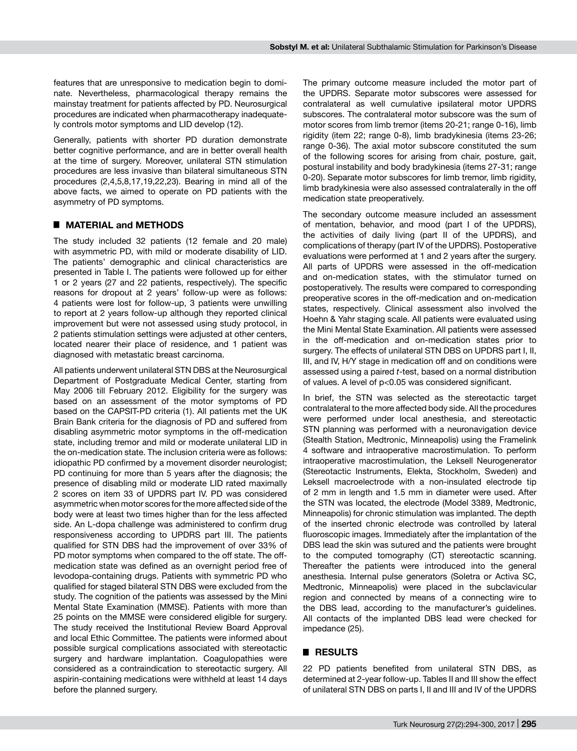features that are unresponsive to medication begin to dominate. Nevertheless, pharmacological therapy remains the mainstay treatment for patients affected by PD. Neurosurgical procedures are indicated when pharmacotherapy inadequately controls motor symptoms and LID develop (12).

Generally, patients with shorter PD duration demonstrate better cognitive performance, and are in better overall health at the time of surgery. Moreover, unilateral STN stimulation procedures are less invasive than bilateral simultaneous STN procedures (2,4,5,8,17,19,22,23). Bearing in mind all of the above facts, we aimed to operate on PD patients with the asymmetry of PD symptoms.

## ■ MATERIAL and METHODS

The study included 32 patients (12 female and 20 male) with asymmetric PD, with mild or moderate disability of LID. The patients' demographic and clinical characteristics are presented in Table I. The patients were followed up for either 1 or 2 years (27 and 22 patients, respectively). The specific reasons for dropout at 2 years' follow-up were as follows: 4 patients were lost for follow-up, 3 patients were unwilling to report at 2 years follow-up although they reported clinical improvement but were not assessed using study protocol, in 2 patients stimulation settings were adjusted at other centers, located nearer their place of residence, and 1 patient was diagnosed with metastatic breast carcinoma.

All patients underwent unilateral STN DBS at the Neurosurgical Department of Postgraduate Medical Center, starting from May 2006 till February 2012. Eligibility for the surgery was based on an assessment of the motor symptoms of PD based on the CAPSIT-PD criteria (1). All patients met the UK Brain Bank criteria for the diagnosis of PD and suffered from disabling asymmetric motor symptoms in the off-medication state, including tremor and mild or moderate unilateral LID in the on-medication state. The inclusion criteria were as follows: idiopathic PD confirmed by a movement disorder neurologist; PD continuing for more than 5 years after the diagnosis; the presence of disabling mild or moderate LID rated maximally 2 scores on item 33 of UPDRS part IV. PD was considered asymmetric when motor scores for the more affected side of the body were at least two times higher than for the less affected side. An L-dopa challenge was administered to confirm drug responsiveness according to UPDRS part III. The patients qualified for STN DBS had the improvement of over 33% of PD motor symptoms when compared to the off state. The off-medication state was defined as an overnight period free of levodopa-containing drugs. Patients with symmetric PD who qualified for staged bilateral STN DBS were excluded from the study. The cognition of the patients was assessed by the Mini Mental State Examination (MMSE). Patients with more than 25 points on the MMSE were considered eligible for surgery. The study received the Institutional Review Board Approval and local Ethic Committee. The patients were informed about possible surgical complications associated with stereotactic surgery and hardware implantation. Coagulopathies were considered as a contraindication to stereotactic surgery. All aspirin-containing medications were withheld at least 14 days before the planned surgery.

The primary outcome measure included the motor part of the UPDRS. Separate motor subscores were assessed for contralateral as well cumulative ipsilateral motor UPDRS subscores. The contralateral motor subscore was the sum of motor scores from limb tremor (items 20-21; range 0-16), limb rigidity (item 22; range 0-8), limb bradykinesia (items 23-26; range 0-36). The axial motor subscore constituted the sum of the following scores for arising from chair, posture, gait, postural instability and body bradykinesia (items 27-31; range 0-20). Separate motor subscores for limb tremor, limb rigidity, limb bradykinesia were also assessed contralaterally in the off medication state preoperatively.

The secondary outcome measure included an assessment of mentation, behavior, and mood (part I of the UPDRS), the activities of daily living (part II of the UPDRS), and complications of therapy (part IV of the UPDRS). Postoperative evaluations were performed at 1 and 2 years after the surgery. All parts of UPDRS were assessed in the off-medication and on-medication states, with the stimulator turned on postoperatively. The results were compared to corresponding preoperative scores in the off-medication and on-medication states, respectively. Clinical assessment also involved the Hoehn & Yahr staging scale. All patients were evaluated using the Mini Mental State Examination. All patients were assessed in the off-medication and on-medication states prior to surgery. The effects of unilateral STN DBS on UPDRS part I, II, III, and IV, H/Y stage in medication off and on conditions were assessed using a paired *t*-test, based on a normal distribution of values. A level of $p<0.05$ was considered significant.

In brief, the STN was selected as the stereotactic target contralateral to the more affected body side. All the procedures were performed under local anesthesia, and stereotactic STN planning was performed with a neuronavigation device (Stealth Station, Medtronic, Minneapolis) using the Framelink 4 software and intraoperative macrostimulation. To perform intraoperative macrostimulation, the Leksell Neurogenerator (Stereotactic Instruments, Elekta, Stockholm, Sweden) and Leksell macroelectrode with a non-insulated electrode tip of 2 mm in length and 1.5 mm in diameter were used. After the STN was located, the electrode (Model 3389, Medtronic, Minneapolis) for chronic stimulation was implanted. The depth of the inserted chronic electrode was controlled by lateral fluoroscopic images. Immediately after the implantation of the DBS lead the skin was sutured and the patients were brought to the computed tomography (CT) stereotactic scanning. Thereafter the patients were introduced into the general anesthesia. Internal pulse generators (Soletra or Activa SC, Medtronic, Minneapolis) were placed in the subclavicular region and connected by means of a connecting wire to the DBS lead, according to the manufacturer's guidelines. All contacts of the implanted DBS lead were checked for impedance (25).

## ■ RESULTS

22 PD patients benefited from unilateral STN DBS, as determined at 2-year follow-up. Tables II and III show the effect of unilateral STN DBS on parts I, II and III and IV of the UPDRS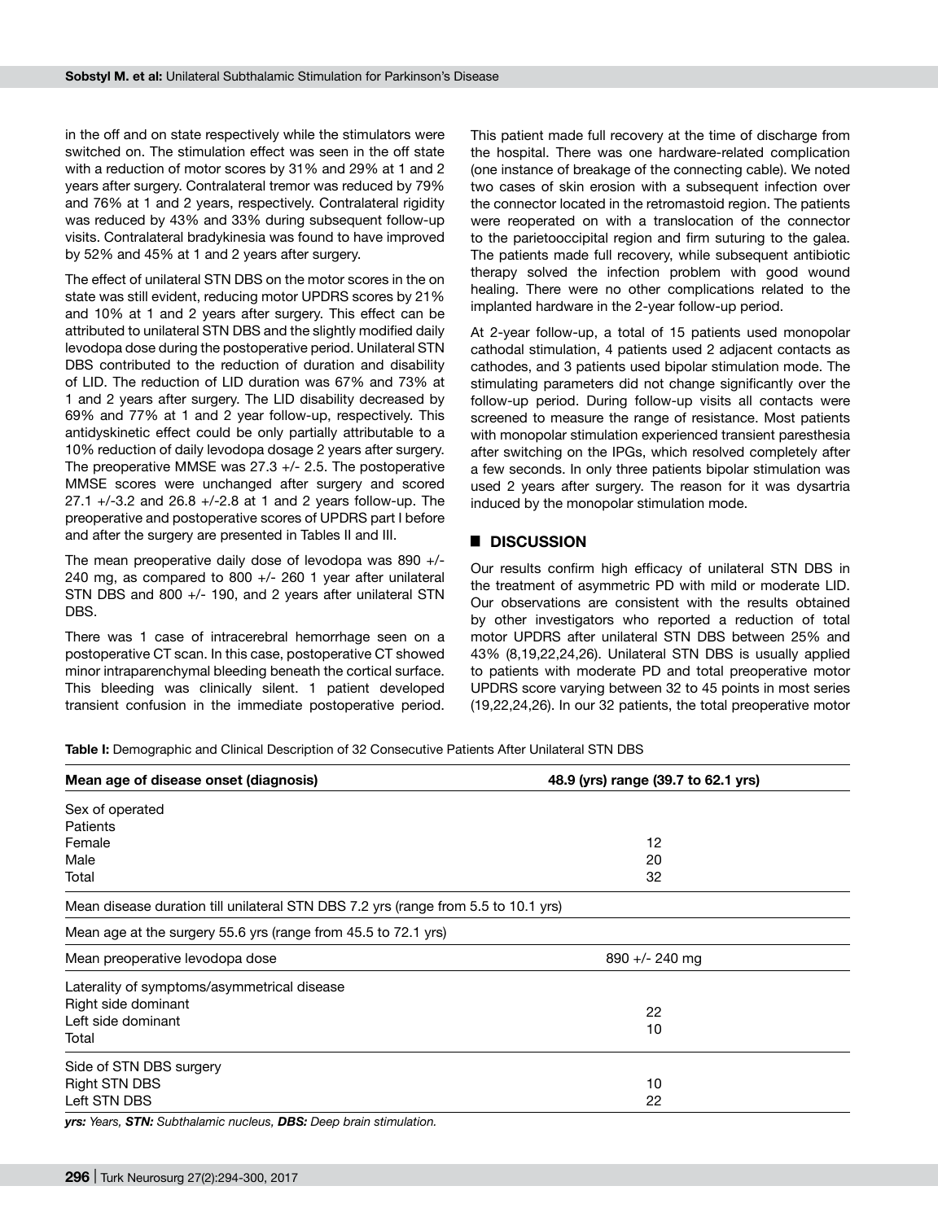in the off and on state respectively while the stimulators were switched on. The stimulation effect was seen in the off state with a reduction of motor scores by 31% and 29% at 1 and 2 years after surgery. Contralateral tremor was reduced by 79% and 76% at 1 and 2 years, respectively. Contralateral rigidity was reduced by 43% and 33% during subsequent follow-up visits. Contralateral bradykinesia was found to have improved by 52% and 45% at 1 and 2 years after surgery.

The effect of unilateral STN DBS on the motor scores in the on state was still evident, reducing motor UPDRS scores by 21% and 10% at 1 and 2 years after surgery. This effect can be attributed to unilateral STN DBS and the slightly modified daily levodopa dose during the postoperative period. Unilateral STN DBS contributed to the reduction of duration and disability of LID. The reduction of LID duration was 67% and 73% at 1 and 2 years after surgery. The LID disability decreased by 69% and 77% at 1 and 2 year follow-up, respectively. This antidyskinetic effect could be only partially attributable to a 10% reduction of daily levodopa dosage 2 years after surgery. The preoperative MMSE was 27.3 +/- 2.5. The postoperative MMSE scores were unchanged after surgery and scored 27.1 +/-3.2 and 26.8 +/-2.8 at 1 and 2 years follow-up. The preoperative and postoperative scores of UPDRS part I before and after the surgery are presented in Tables II and III.

The mean preoperative daily dose of levodopa was 890 +/- 240 mg, as compared to 800 +/- 260 1 year after unilateral STN DBS and 800 +/- 190, and 2 years after unilateral STN DBS.

There was 1 case of intracerebral hemorrhage seen on a postoperative CT scan. In this case, postoperative CT showed minor intraparenchymal bleeding beneath the cortical surface. This bleeding was clinically silent. 1 patient developed transient confusion in the immediate postoperative period. This patient made full recovery at the time of discharge from the hospital. There was one hardware-related complication (one instance of breakage of the connecting cable). We noted two cases of skin erosion with a subsequent infection over the connector located in the retromastoid region. The patients were reoperated on with a translocation of the connector to the parietooccipital region and firm suturing to the galea. The patients made full recovery, while subsequent antibiotic therapy solved the infection problem with good wound healing. There were no other complications related to the implanted hardware in the 2-year follow-up period.

At 2-year follow-up, a total of 15 patients used monopolar cathodal stimulation, 4 patients used 2 adjacent contacts as cathodes, and 3 patients used bipolar stimulation mode. The stimulating parameters did not change significantly over the follow-up period. During follow-up visits all contacts were screened to measure the range of resistance. Most patients with monopolar stimulation experienced transient paresthesia after switching on the IPGs, which resolved completely after a few seconds. In only three patients bipolar stimulation was used 2 years after surgery. The reason for it was dysartria induced by the monopolar stimulation mode.

## DISCUSSION

Our results confirm high efficacy of unilateral STN DBS in the treatment of asymmetric PD with mild or moderate LID. Our observations are consistent with the results obtained by other investigators who reported a reduction of total motor UPDRS after unilateral STN DBS between 25% and 43% (8,19,22,24,26). Unilateral STN DBS is usually applied to patients with moderate PD and total preoperative motor UPDRS score varying between 32 to 45 points in most series (19,22,24,26). In our 32 patients, the total preoperative motor

**Table I:** Demographic and Clinical Description of 32 Consecutive Patients After Unilateral STN DBS

| **Mean age of disease onset (diagnosis)** | **48.9 (yrs) range (39.7 to 62.1 yrs)** |
|---|---|
| Sex of operated Patients | |
| Female | 12 |
| Male | 20 |
| Total | 32 |
| Mean disease duration till unilateral STN DBS 7.2 yrs (range from 5.5 to 10.1 yrs) | |
| Mean age at the surgery 55.6 yrs (range from 45.5 to 72.1 yrs) | |
| Mean preoperative levodopa dose | 890 +/- 240 mg |
| Laterality of symptoms/asymmetrical disease | |
| Right side dominant | 22 |
| Left side dominant | 10 |
| Total | |
| Side of STN DBS surgery | |
| Right STN DBS | 10 |
| Left STN DBS | 22 |

***yrs:** Years, **STN:** Subthalamic nucleus, **DBS:** Deep brain stimulation.*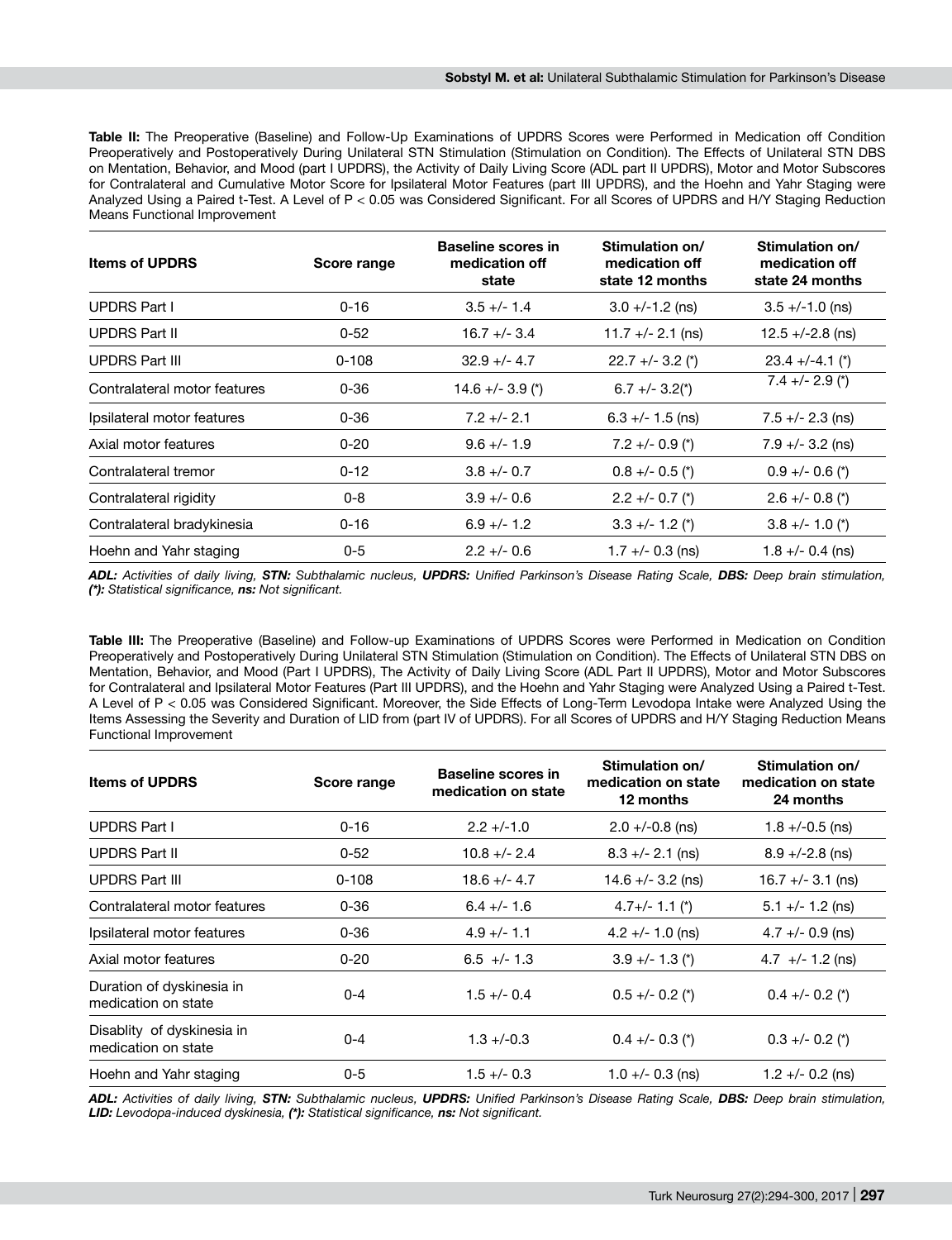**Table II:** The Preoperative (Baseline) and Follow-Up Examinations of UPDRS Scores were Performed in Medication off Condition Preoperatively and Postoperatively During Unilateral STN Stimulation (Stimulation on Condition). The Effects of Unilateral STN DBS on Mentation, Behavior, and Mood (part I UPDRS), the Activity of Daily Living Score (ADL part II UPDRS), Motor and Motor Subscores for Contralateral and Cumulative Motor Score for Ipsilateral Motor Features (part III UPDRS), and the Hoehn and Yahr Staging were Analyzed Using a Paired t-Test. A Level of P < 0.05 was Considered Significant. For all Scores of UPDRS and H/Y Staging Reduction Means Functional Improvement

| Items of UPDRS | Score range | Baseline scores in medication off state | Stimulation on/ medication off state 12 months | Stimulation on/ medication off state 24 months |
|---|---|---|---|---|
| UPDRS Part I | 0-16 | 3.5 +/- 1.4 | 3.0 +/-1.2 (ns) | 3.5 +/-1.0 (ns) |
| UPDRS Part II | 0-52 | 16.7 +/- 3.4 | 11.7 +/- 2.1 (ns) | 12.5 +/-2.8 (ns) |
| UPDRS Part III | 0-108 | 32.9 +/- 4.7 | 22.7 +/- 3.2 (*) | 23.4 +/-4.1 (*) |
| Contralateral motor features | 0-36 | 14.6 +/- 3.9 (*) | 6.7 +/- 3.2(*) | 7.4 +/- 2.9 (*) |
| Ipsilateral motor features | 0-36 | 7.2 +/- 2.1 | 6.3 +/- 1.5 (ns) | 7.5 +/- 2.3 (ns) |
| Axial motor features | 0-20 | 9.6 +/- 1.9 | 7.2 +/- 0.9 (*) | 7.9 +/- 3.2 (ns) |
| Contralateral tremor | 0-12 | 3.8 +/- 0.7 | 0.8 +/- 0.5 (*) | 0.9 +/- 0.6 (*) |
| Contralateral rigidity | 0-8 | 3.9 +/- 0.6 | 2.2 +/- 0.7 (*) | 2.6 +/- 0.8 (*) |
| Contralateral bradykinesia | 0-16 | 6.9 +/- 1.2 | 3.3 +/- 1.2 (*) | 3.8 +/- 1.0 (*) |
| Hoehn and Yahr staging | 0-5 | 2.2 +/- 0.6 | 1.7 +/- 0.3 (ns) | 1.8 +/- 0.4 (ns) |

***ADL:** Activities of daily living, **STN:** Subthalamic nucleus, **UPDRS:** Unified Parkinson's Disease Rating Scale, **DBS:** Deep brain stimulation, **(*):** Statistical significance, **ns:** Not significant.*

**Table III:** The Preoperative (Baseline) and Follow-up Examinations of UPDRS Scores were Performed in Medication on Condition Preoperatively and Postoperatively During Unilateral STN Stimulation (Stimulation on Condition). The Effects of Unilateral STN DBS on Mentation, Behavior, and Mood (Part I UPDRS), The Activity of Daily Living Score (ADL Part II UPDRS), Motor and Motor Subscores for Contralateral and Ipsilateral Motor Features (Part III UPDRS), and the Hoehn and Yahr Staging were Analyzed Using a Paired t-Test. A Level of P < 0.05 was Considered Significant. Moreover, the Side Effects of Long-Term Levodopa Intake were Analyzed Using the Items Assessing the Severity and Duration of LID from (part IV of UPDRS). For all Scores of UPDRS and H/Y Staging Reduction Means Functional Improvement

| Items of UPDRS | Score range | Baseline scores in medication on state | Stimulation on/ medication on state 12 months | Stimulation on/ medication on state 24 months |
|---|---|---|---|---|
| UPDRS Part I | 0-16 | 2.2 +/-1.0 | 2.0 +/-0.8 (ns) | 1.8 +/-0.5 (ns) |
| UPDRS Part II | 0-52 | 10.8 +/- 2.4 | 8.3 +/- 2.1 (ns) | 8.9 +/-2.8 (ns) |
| UPDRS Part III | 0-108 | 18.6 +/- 4.7 | 14.6 +/- 3.2 (ns) | 16.7 +/- 3.1 (ns) |
| Contralateral motor features | 0-36 | 6.4 +/- 1.6 | 4.7+/- 1.1 (*) | 5.1 +/- 1.2 (ns) |
| Ipsilateral motor features | 0-36 | 4.9 +/- 1.1 | 4.2 +/- 1.0 (ns) | 4.7 +/- 0.9 (ns) |
| Axial motor features | 0-20 | 6.5 +/- 1.3 | 3.9 +/- 1.3 (*) | 4.7 +/- 1.2 (ns) |
| Duration of dyskinesia in medication on state | 0-4 | 1.5 +/- 0.4 | 0.5 +/- 0.2 (*) | 0.4 +/- 0.2 (*) |
| Disablity of dyskinesia in medication on state | 0-4 | 1.3 +/-0.3 | 0.4 +/- 0.3 (*) | 0.3 +/- 0.2 (*) |
| Hoehn and Yahr staging | 0-5 | 1.5 +/- 0.3 | 1.0 +/- 0.3 (ns) | 1.2 +/- 0.2 (ns) |

***ADL:** Activities of daily living, **STN:** Subthalamic nucleus, **UPDRS:** Unified Parkinson's Disease Rating Scale, **DBS:** Deep brain stimulation, **LID:** Levodopa-induced dyskinesia, **(*):** Statistical significance, **ns:** Not significant.*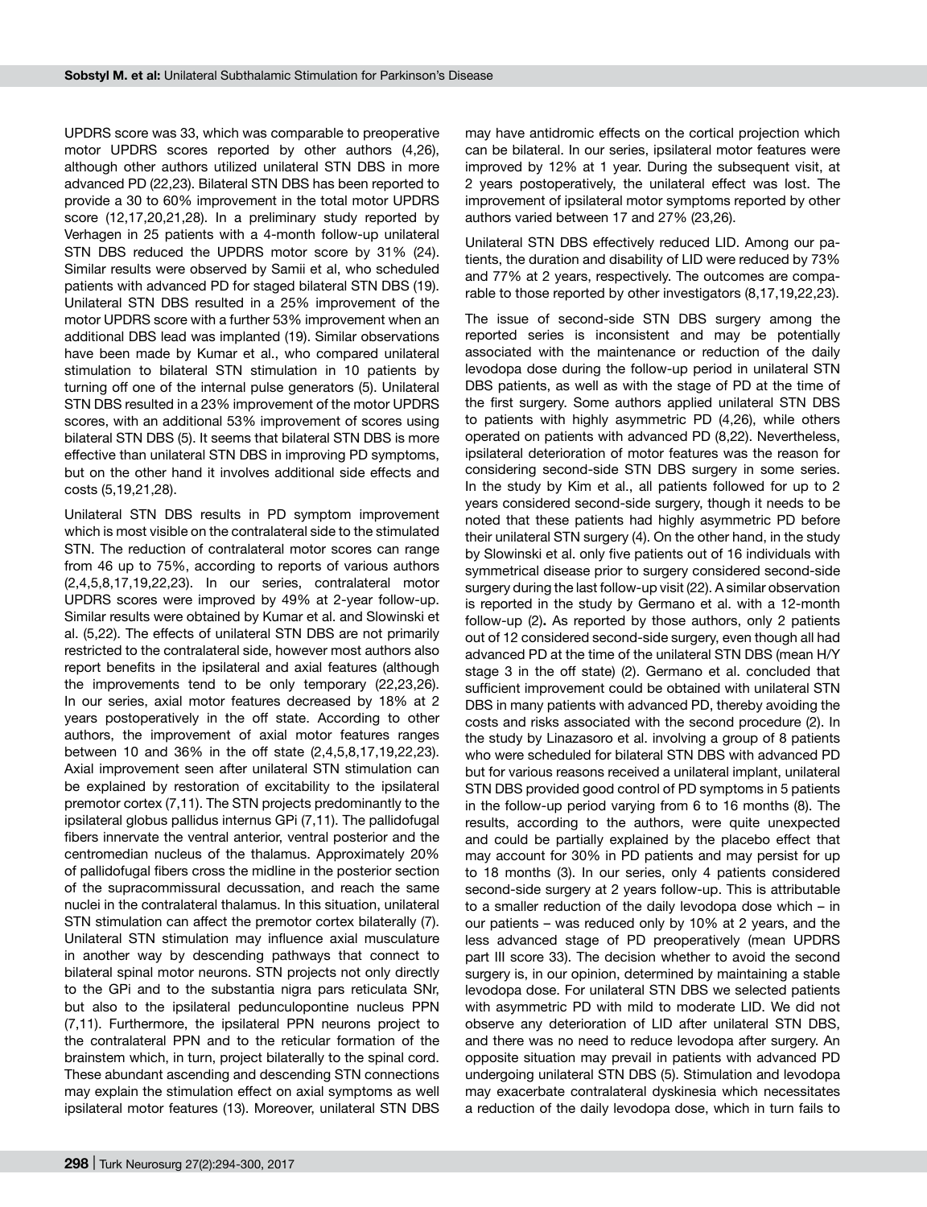UPDRS score was 33, which was comparable to preoperative motor UPDRS scores reported by other authors (4,26), although other authors utilized unilateral STN DBS in more advanced PD (22,23). Bilateral STN DBS has been reported to provide a 30 to 60% improvement in the total motor UPDRS score (12,17,20,21,28). In a preliminary study reported by Verhagen in 25 patients with a 4-month follow-up unilateral STN DBS reduced the UPDRS motor score by 31% (24). Similar results were observed by Samii et al, who scheduled patients with advanced PD for staged bilateral STN DBS (19). Unilateral STN DBS resulted in a 25% improvement of the motor UPDRS score with a further 53% improvement when an additional DBS lead was implanted (19). Similar observations have been made by Kumar et al., who compared unilateral stimulation to bilateral STN stimulation in 10 patients by turning off one of the internal pulse generators (5). Unilateral STN DBS resulted in a 23% improvement of the motor UPDRS scores, with an additional 53% improvement of scores using bilateral STN DBS (5). It seems that bilateral STN DBS is more effective than unilateral STN DBS in improving PD symptoms, but on the other hand it involves additional side effects and costs (5,19,21,28).

Unilateral STN DBS results in PD symptom improvement which is most visible on the contralateral side to the stimulated STN. The reduction of contralateral motor scores can range from 46 up to 75%, according to reports of various authors (2,4,5,8,17,19,22,23). In our series, contralateral motor UPDRS scores were improved by 49% at 2-year follow-up. Similar results were obtained by Kumar et al. and Slowinski et al. (5,22). The effects of unilateral STN DBS are not primarily restricted to the contralateral side, however most authors also report benefits in the ipsilateral and axial features (although the improvements tend to be only temporary (22,23,26). In our series, axial motor features decreased by 18% at 2 years postoperatively in the off state. According to other authors, the improvement of axial motor features ranges between 10 and 36% in the off state (2,4,5,8,17,19,22,23). Axial improvement seen after unilateral STN stimulation can be explained by restoration of excitability to the ipsilateral premotor cortex (7,11). The STN projects predominantly to the ipsilateral globus pallidus internus GPi (7,11). The pallidofugal fibers innervate the ventral anterior, ventral posterior and the centromedian nucleus of the thalamus. Approximately 20% of pallidofugal fibers cross the midline in the posterior section of the supracommissural decussation, and reach the same nuclei in the contralateral thalamus. In this situation, unilateral STN stimulation can affect the premotor cortex bilaterally (7). Unilateral STN stimulation may influence axial musculature in another way by descending pathways that connect to bilateral spinal motor neurons. STN projects not only directly to the GPi and to the substantia nigra pars reticulata SNr, but also to the ipsilateral pedunculopontine nucleus PPN (7,11). Furthermore, the ipsilateral PPN neurons project to the contralateral PPN and to the reticular formation of the brainstem which, in turn, project bilaterally to the spinal cord. These abundant ascending and descending STN connections may explain the stimulation effect on axial symptoms as well ipsilateral motor features (13). Moreover, unilateral STN DBS may have antidromic effects on the cortical projection which can be bilateral. In our series, ipsilateral motor features were improved by 12% at 1 year. During the subsequent visit, at 2 years postoperatively, the unilateral effect was lost. The improvement of ipsilateral motor symptoms reported by other authors varied between 17 and 27% (23,26).

Unilateral STN DBS effectively reduced LID. Among our patients, the duration and disability of LID were reduced by 73% and 77% at 2 years, respectively. The outcomes are comparable to those reported by other investigators (8,17,19,22,23).

The issue of second-side STN DBS surgery among the reported series is inconsistent and may be potentially associated with the maintenance or reduction of the daily levodopa dose during the follow-up period in unilateral STN DBS patients, as well as with the stage of PD at the time of the first surgery. Some authors applied unilateral STN DBS to patients with highly asymmetric PD (4,26), while others operated on patients with advanced PD (8,22). Nevertheless, ipsilateral deterioration of motor features was the reason for considering second-side STN DBS surgery in some series. In the study by Kim et al., all patients followed for up to 2 years considered second-side surgery, though it needs to be noted that these patients had highly asymmetric PD before their unilateral STN surgery (4). On the other hand, in the study by Slowinski et al. only five patients out of 16 individuals with symmetrical disease prior to surgery considered second-side surgery during the last follow-up visit (22). A similar observation is reported in the study by Germano et al. with a 12-month follow-up (2). As reported by those authors, only 2 patients out of 12 considered second-side surgery, even though all had advanced PD at the time of the unilateral STN DBS (mean H/Y stage 3 in the off state) (2). Germano et al. concluded that sufficient improvement could be obtained with unilateral STN DBS in many patients with advanced PD, thereby avoiding the costs and risks associated with the second procedure (2). In the study by Linazasoro et al. involving a group of 8 patients who were scheduled for bilateral STN DBS with advanced PD but for various reasons received a unilateral implant, unilateral STN DBS provided good control of PD symptoms in 5 patients in the follow-up period varying from 6 to 16 months (8). The results, according to the authors, were quite unexpected and could be partially explained by the placebo effect that may account for 30% in PD patients and may persist for up to 18 months (3). In our series, only 4 patients considered second-side surgery at 2 years follow-up. This is attributable to a smaller reduction of the daily levodopa dose which – in our patients – was reduced only by 10% at 2 years, and the less advanced stage of PD preoperatively (mean UPDRS part III score 33). The decision whether to avoid the second surgery is, in our opinion, determined by maintaining a stable levodopa dose. For unilateral STN DBS we selected patients with asymmetric PD with mild to moderate LID. We did not observe any deterioration of LID after unilateral STN DBS, and there was no need to reduce levodopa after surgery. An opposite situation may prevail in patients with advanced PD undergoing unilateral STN DBS (5). Stimulation and levodopa may exacerbate contralateral dyskinesia which necessitates a reduction of the daily levodopa dose, which in turn fails to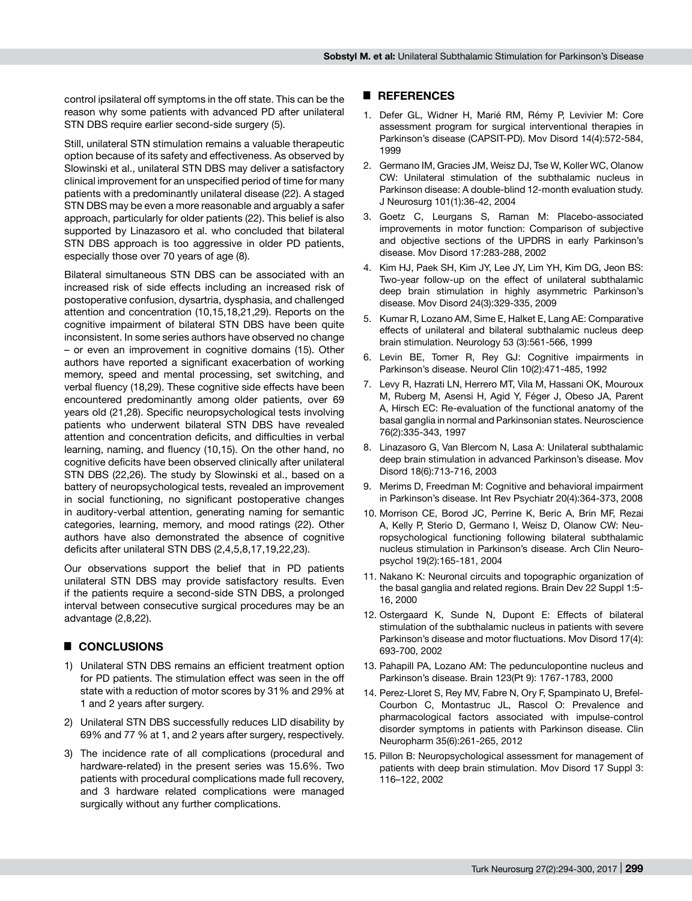control ipsilateral off symptoms in the off state. This can be the reason why some patients with advanced PD after unilateral STN DBS require earlier second-side surgery (5).

Still, unilateral STN stimulation remains a valuable therapeutic option because of its safety and effectiveness. As observed by Slowinski et al., unilateral STN DBS may deliver a satisfactory clinical improvement for an unspecified period of time for many patients with a predominantly unilateral disease (22). A staged STN DBS may be even a more reasonable and arguably a safer approach, particularly for older patients (22). This belief is also supported by Linazasoro et al. who concluded that bilateral STN DBS approach is too aggressive in older PD patients, especially those over 70 years of age (8).

Bilateral simultaneous STN DBS can be associated with an increased risk of side effects including an increased risk of postoperative confusion, dysartria, dysphasia, and challenged attention and concentration (10,15,18,21,29). Reports on the cognitive impairment of bilateral STN DBS have been quite inconsistent. In some series authors have observed no change – or even an improvement in cognitive domains (15). Other authors have reported a significant exacerbation of working memory, speed and mental processing, set switching, and verbal fluency (18,29). These cognitive side effects have been encountered predominantly among older patients, over 69 years old (21,28). Specific neuropsychological tests involving patients who underwent bilateral STN DBS have revealed attention and concentration deficits, and difficulties in verbal learning, naming, and fluency (10,15). On the other hand, no cognitive deficits have been observed clinically after unilateral STN DBS (22,26). The study by Slowinski et al., based on a battery of neuropsychological tests, revealed an improvement in social functioning, no significant postoperative changes in auditory-verbal attention, generating naming for semantic categories, learning, memory, and mood ratings (22). Other authors have also demonstrated the absence of cognitive deficits after unilateral STN DBS (2,4,5,8,17,19,22,23).

Our observations support the belief that in PD patients unilateral STN DBS may provide satisfactory results. Even if the patients require a second-side STN DBS, a prolonged interval between consecutive surgical procedures may be an advantage (2,8,22).

## CONCLUSIONS

1) Unilateral STN DBS remains an efficient treatment option for PD patients. The stimulation effect was seen in the off state with a reduction of motor scores by 31% and 29% at 1 and 2 years after surgery.
2) Unilateral STN DBS successfully reduces LID disability by 69% and 77 % at 1, and 2 years after surgery, respectively.
3) The incidence rate of all complications (procedural and hardware-related) in the present series was 15.6%. Two patients with procedural complications made full recovery, and 3 hardware related complications were managed surgically without any further complications.

## REFERENCES

1. Defer GL, Widner H, Marié RM, Rémy P, Levivier M: Core assessment program for surgical interventional therapies in Parkinson's disease (CAPSIT-PD). Mov Disord 14(4):572-584, 1999
2. Germano IM, Gracies JM, Weisz DJ, Tse W, Koller WC, Olanow CW: Unilateral stimulation of the subthalamic nucleus in Parkinson disease: A double-blind 12-month evaluation study. J Neurosurg 101(1):36-42, 2004
3. Goetz C, Leurgans S, Raman M: Placebo-associated improvements in motor function: Comparison of subjective and objective sections of the UPDRS in early Parkinson's disease. Mov Disord 17:283-288, 2002
4. Kim HJ, Paek SH, Kim JY, Lee JY, Lim YH, Kim DG, Jeon BS: Two-year follow-up on the effect of unilateral subthalamic deep brain stimulation in highly asymmetric Parkinson's disease. Mov Disord 24(3):329-335, 2009
5. Kumar R, Lozano AM, Sime E, Halket E, Lang AE: Comparative effects of unilateral and bilateral subthalamic nucleus deep brain stimulation. Neurology 53 (3):561-566, 1999
6. Levin BE, Tomer R, Rey GJ: Cognitive impairments in Parkinson's disease. Neurol Clin 10(2):471-485, 1992
7. Levy R, Hazrati LN, Herrero MT, Vila M, Hassani OK, Mouroux M, Ruberg M, Asensi H, Agid Y, Féger J, Obeso JA, Parent A, Hirsch EC: Re-evaluation of the functional anatomy of the basal ganglia in normal and Parkinsonian states. Neuroscience 76(2):335-343, 1997
8. Linazasoro G, Van Blercom N, Lasa A: Unilateral subthalamic deep brain stimulation in advanced Parkinson's disease. Mov Disord 18(6):713-716, 2003
9. Merims D, Freedman M: Cognitive and behavioral impairment in Parkinson's disease. Int Rev Psychiatr 20(4):364-373, 2008
10. Morrison CE, Borod JC, Perrine K, Beric A, Brin MF, Rezai A, Kelly P, Sterio D, Germano I, Weisz D, Olanow CW: Neuropsychological functioning following bilateral subthalamic nucleus stimulation in Parkinson's disease. Arch Clin Neuropsychol 19(2):165-181, 2004
11. Nakano K: Neuronal circuits and topographic organization of the basal ganglia and related regions. Brain Dev 22 Suppl 1:5-16, 2000
12. Ostergaard K, Sunde N, Dupont E: Effects of bilateral stimulation of the subthalamic nucleus in patients with severe Parkinson's disease and motor fluctuations. Mov Disord 17(4): 693-700, 2002
13. Pahapill PA, Lozano AM: The pedunculopontine nucleus and Parkinson's disease. Brain 123(Pt 9): 1767-1783, 2000
14. Perez-Lloret S, Rey MV, Fabre N, Ory F, Spampinato U, Brefel-Courbon C, Montastruc JL, Rascol O: Prevalence and pharmacological factors associated with impulse-control disorder symptoms in patients with Parkinson disease. Clin Neuropharm 35(6):261-265, 2012
15. Pillon B: Neuropsychological assessment for management of patients with deep brain stimulation. Mov Disord 17 Suppl 3: 116–122, 2002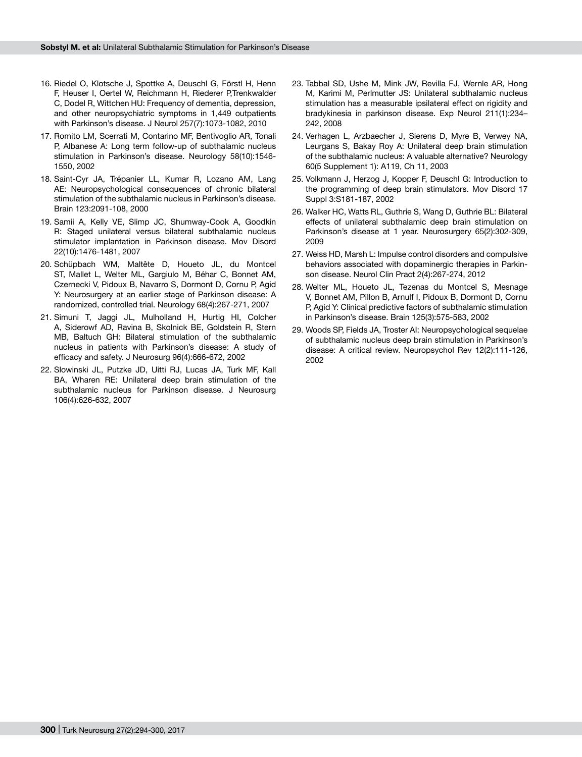16. Riedel O, Klotsche J, Spottke A, Deuschl G, Förstl H, Henn F, Heuser I, Oertel W, Reichmann H, Riederer P,Trenkwalder C, Dodel R, Wittchen HU: Frequency of dementia, depression, and other neuropsychiatric symptoms in 1,449 outpatients with Parkinson's disease. J Neurol 257(7):1073-1082, 2010
17. Romito LM, Scerrati M, Contarino MF, Bentivoglio AR, Tonali P, Albanese A: Long term follow-up of subthalamic nucleus stimulation in Parkinson's disease. Neurology 58(10):1546-1550, 2002
18. Saint-Cyr JA, Trépanier LL, Kumar R, Lozano AM, Lang AE: Neuropsychological consequences of chronic bilateral stimulation of the subthalamic nucleus in Parkinson's disease. Brain 123:2091-108, 2000
19. Samii A, Kelly VE, Slimp JC, Shumway-Cook A, Goodkin R: Staged unilateral versus bilateral subthalamic nucleus stimulator implantation in Parkinson disease. Mov Disord 22(10):1476-1481, 2007
20. Schüpbach WM, Maltête D, Houeto JL, du Montcel ST, Mallet L, Welter ML, Gargiulo M, Béhar C, Bonnet AM, Czernecki V, Pidoux B, Navarro S, Dormont D, Cornu P, Agid Y: Neurosurgery at an earlier stage of Parkinson disease: A randomized, controlled trial. Neurology 68(4):267-271, 2007
21. Simuni T, Jaggi JL, Mulholland H, Hurtig HI, Colcher A, Siderowf AD, Ravina B, Skolnick BE, Goldstein R, Stern MB, Baltuch GH: Bilateral stimulation of the subthalamic nucleus in patients with Parkinson's disease: A study of efficacy and safety. J Neurosurg 96(4):666-672, 2002
22. Slowinski JL, Putzke JD, Uitti RJ, Lucas JA, Turk MF, Kall BA, Wharen RE: Unilateral deep brain stimulation of the subthalamic nucleus for Parkinson disease. J Neurosurg 106(4):626-632, 2007
23. Tabbal SD, Ushe M, Mink JW, Revilla FJ, Wernle AR, Hong M, Karimi M, Perlmutter JS: Unilateral subthalamic nucleus stimulation has a measurable ipsilateral effect on rigidity and bradykinesia in parkinson disease. Exp Neurol 211(1):234–242, 2008
24. Verhagen L, Arzbaecher J, Sierens D, Myre B, Verwey NA, Leurgans S, Bakay Roy A: Unilateral deep brain stimulation of the subthalamic nucleus: A valuable alternative? Neurology 60(5 Supplement 1): A119, Ch 11, 2003
25. Volkmann J, Herzog J, Kopper F, Deuschl G: Introduction to the programming of deep brain stimulators. Mov Disord 17 Suppl 3:S181-187, 2002
26. Walker HC, Watts RL, Guthrie S, Wang D, Guthrie BL: Bilateral effects of unilateral subthalamic deep brain stimulation on Parkinson's disease at 1 year. Neurosurgery 65(2):302-309, 2009
27. Weiss HD, Marsh L: Impulse control disorders and compulsive behaviors associated with dopaminergic therapies in Parkinson disease. Neurol Clin Pract 2(4):267-274, 2012
28. Welter ML, Houeto JL, Tezenas du Montcel S, Mesnage V, Bonnet AM, Pillon B, Arnulf I, Pidoux B, Dormont D, Cornu P, Agid Y: Clinical predictive factors of subthalamic stimulation in Parkinson's disease. Brain 125(3):575-583, 2002
29. Woods SP, Fields JA, Troster AI: Neuropsychological sequelae of subthalamic nucleus deep brain stimulation in Parkinson's disease: A critical review. Neuropsychol Rev 12(2):111-126, 2002